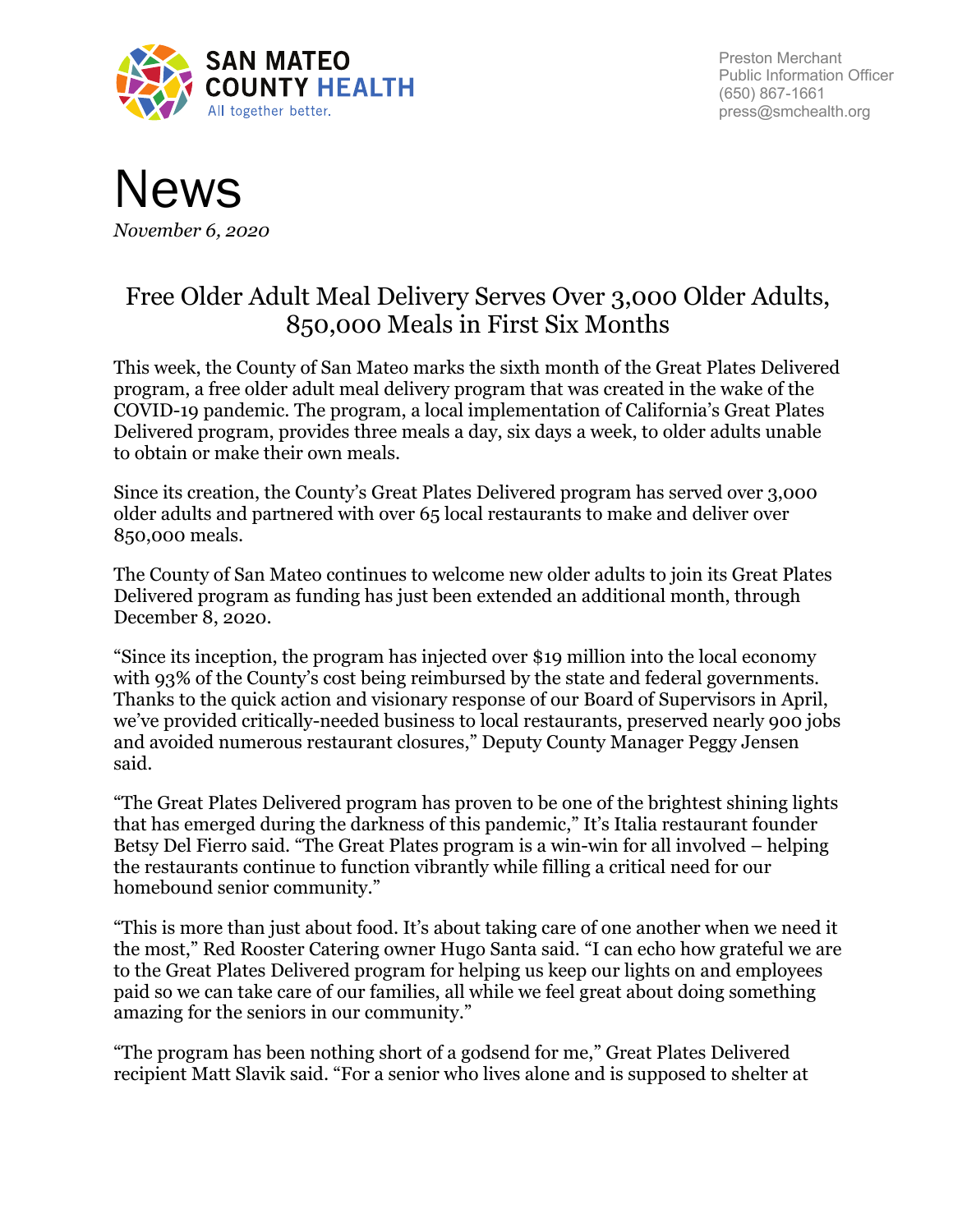SAN MATEO COUNTY HEALTH
All together better.

Preston Merchant
Public Information Officer
(650) 867-1661
press@smchealth.org

# News

*November 6, 2020*

## Free Older Adult Meal Delivery Serves Over 3,000 Older Adults, 850,000 Meals in First Six Months

This week, the County of San Mateo marks the sixth month of the Great Plates Delivered program, a free older adult meal delivery program that was created in the wake of the COVID-19 pandemic. The program, a local implementation of California's Great Plates Delivered program, provides three meals a day, six days a week, to older adults unable to obtain or make their own meals.

Since its creation, the County's Great Plates Delivered program has served over 3,000 older adults and partnered with over 65 local restaurants to make and deliver over 850,000 meals.

The County of San Mateo continues to welcome new older adults to join its Great Plates Delivered program as funding has just been extended an additional month, through December 8, 2020.

"Since its inception, the program has injected over $19 million into the local economy with 93% of the County's cost being reimbursed by the state and federal governments. Thanks to the quick action and visionary response of our Board of Supervisors in April, we've provided critically-needed business to local restaurants, preserved nearly 900 jobs and avoided numerous restaurant closures," Deputy County Manager Peggy Jensen said.

"The Great Plates Delivered program has proven to be one of the brightest shining lights that has emerged during the darkness of this pandemic," It's Italia restaurant founder Betsy Del Fierro said. "The Great Plates program is a win-win for all involved – helping the restaurants continue to function vibrantly while filling a critical need for our homebound senior community."

"This is more than just about food. It's about taking care of one another when we need it the most," Red Rooster Catering owner Hugo Santa said. "I can echo how grateful we are to the Great Plates Delivered program for helping us keep our lights on and employees paid so we can take care of our families, all while we feel great about doing something amazing for the seniors in our community."

"The program has been nothing short of a godsend for me," Great Plates Delivered recipient Matt Slavik said. "For a senior who lives alone and is supposed to shelter at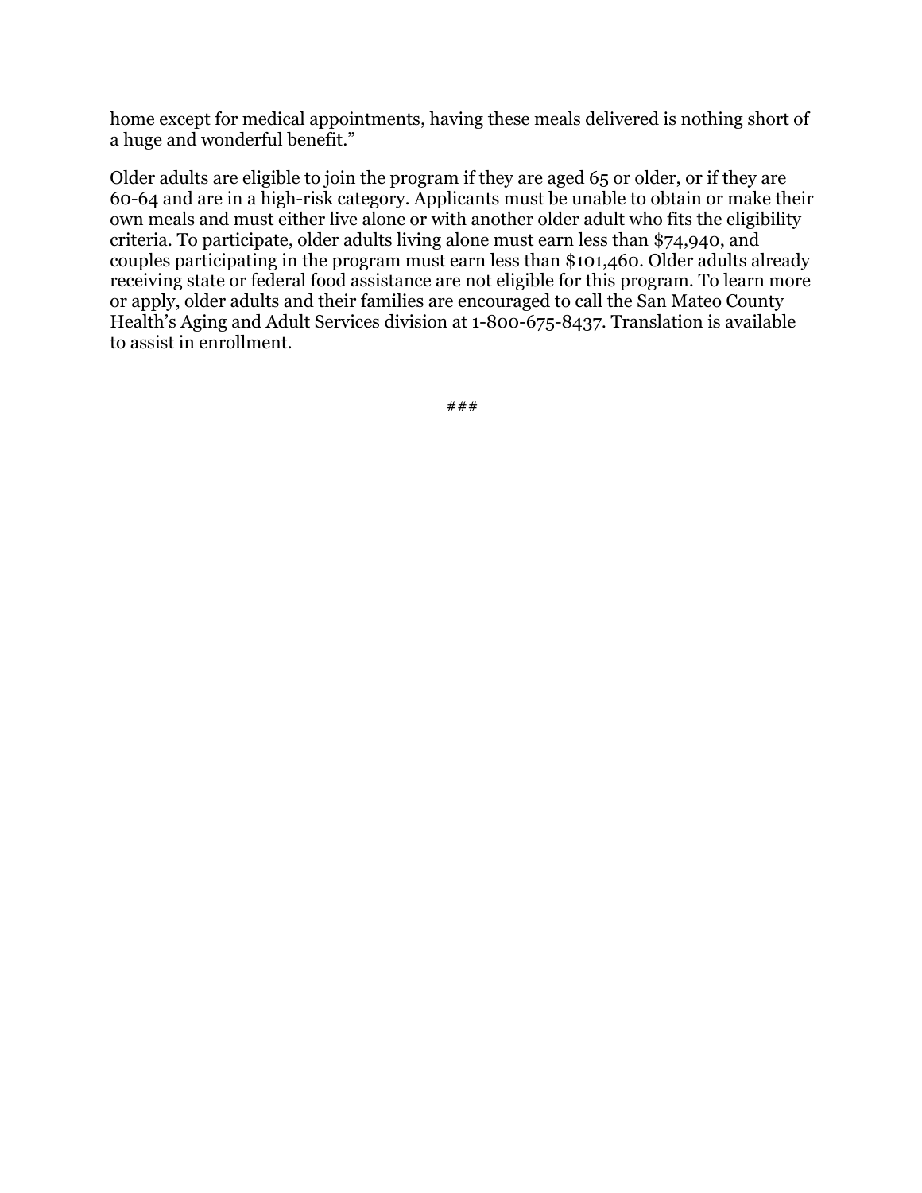home except for medical appointments, having these meals delivered is nothing short of a huge and wonderful benefit."

Older adults are eligible to join the program if they are aged 65 or older, or if they are 60-64 and are in a high-risk category. Applicants must be unable to obtain or make their own meals and must either live alone or with another older adult who fits the eligibility criteria. To participate, older adults living alone must earn less than $74,940, and couples participating in the program must earn less than $101,460. Older adults already receiving state or federal food assistance are not eligible for this program. To learn more or apply, older adults and their families are encouraged to call the San Mateo County Health's Aging and Adult Services division at 1-800-675-8437. Translation is available to assist in enrollment.

###